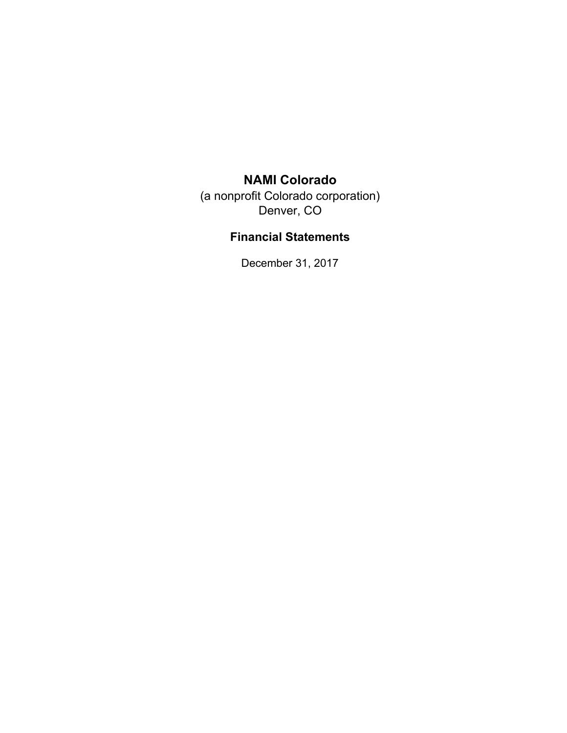# NAMI Colorado

(a nonprofit Colorado corporation)
Denver, CO

## Financial Statements

December 31, 2017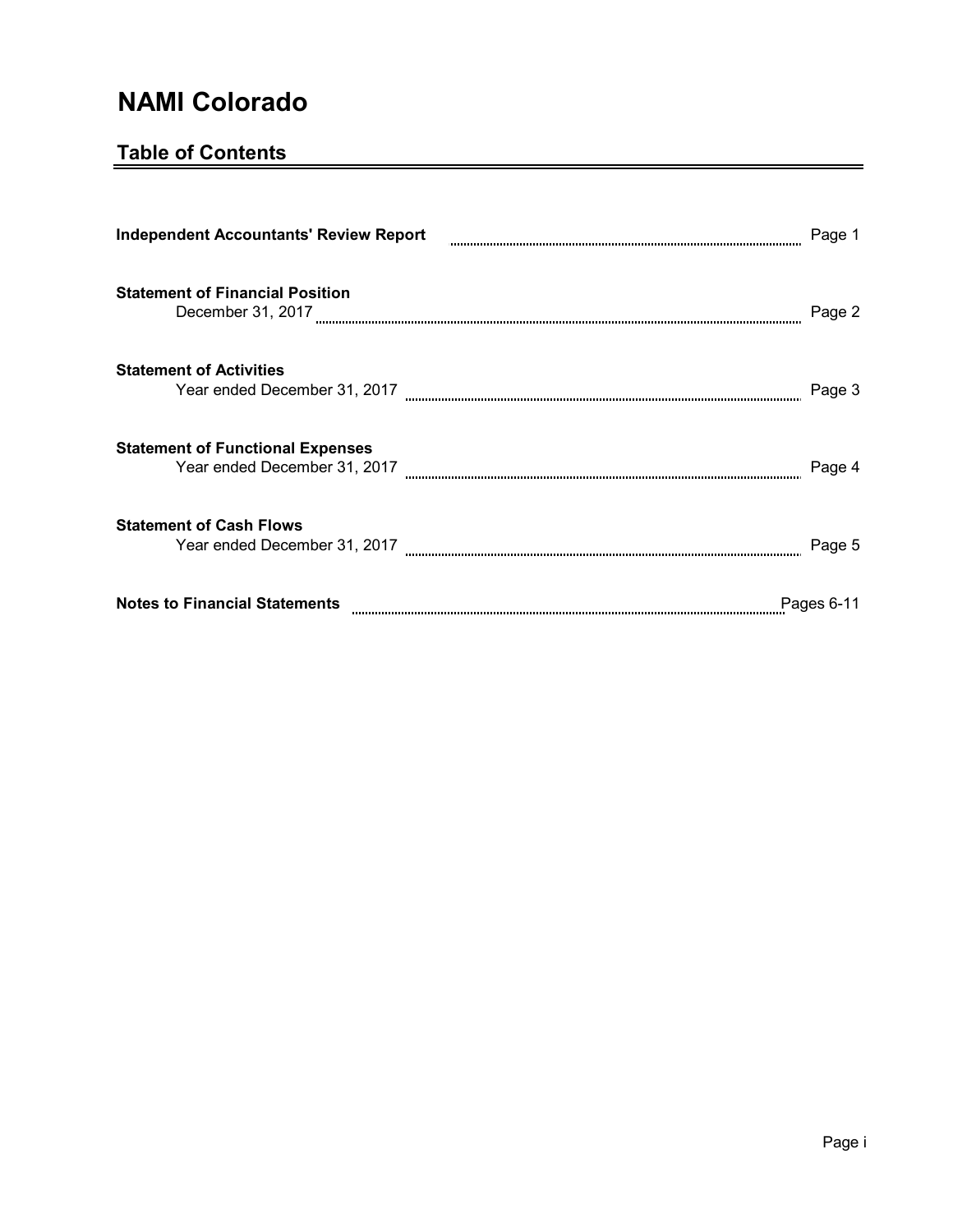# NAMI Colorado

## Table of Contents

| | |
|---|---|
| **Independent Accountants' Review Report** | Page 1 |
| **Statement of Financial Position**<br>December 31, 2017 | Page 2 |
| **Statement of Activities**<br>Year ended December 31, 2017 | Page 3 |
| **Statement of Functional Expenses**<br>Year ended December 31, 2017 | Page 4 |
| **Statement of Cash Flows**<br>Year ended December 31, 2017 | Page 5 |
| **Notes to Financial Statements** | Pages 6-11 |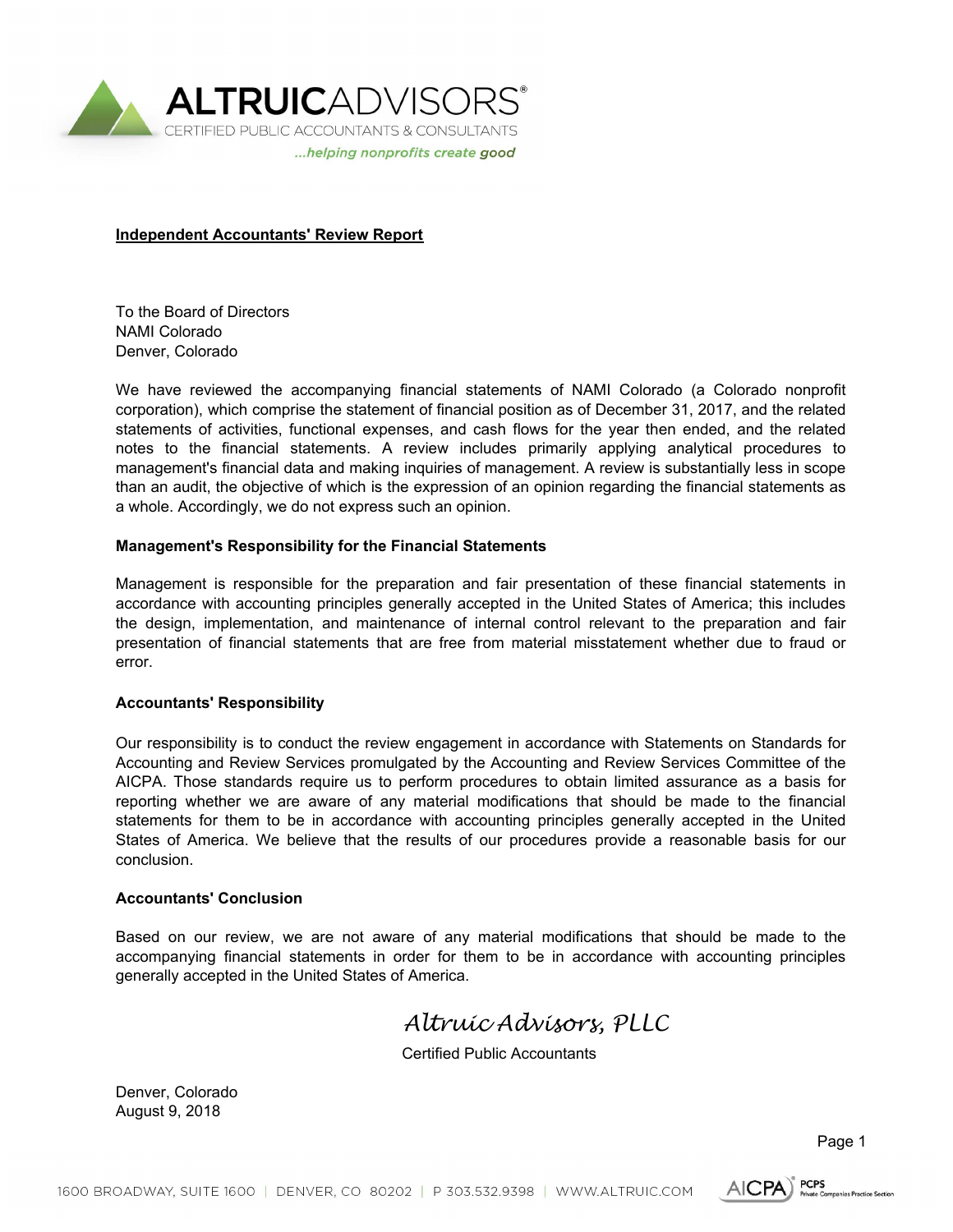**ALTRUICADVISORS®**
CERTIFIED PUBLIC ACCOUNTANTS & CONSULTANTS
*...helping nonprofits create good*

## Independent Accountants' Review Report

To the Board of Directors
NAMI Colorado
Denver, Colorado

We have reviewed the accompanying financial statements of NAMI Colorado (a Colorado nonprofit corporation), which comprise the statement of financial position as of December 31, 2017, and the related statements of activities, functional expenses, and cash flows for the year then ended, and the related notes to the financial statements. A review includes primarily applying analytical procedures to management's financial data and making inquiries of management. A review is substantially less in scope than an audit, the objective of which is the expression of an opinion regarding the financial statements as a whole. Accordingly, we do not express such an opinion.

### Management's Responsibility for the Financial Statements

Management is responsible for the preparation and fair presentation of these financial statements in accordance with accounting principles generally accepted in the United States of America; this includes the design, implementation, and maintenance of internal control relevant to the preparation and fair presentation of financial statements that are free from material misstatement whether due to fraud or error.

### Accountants' Responsibility

Our responsibility is to conduct the review engagement in accordance with Statements on Standards for Accounting and Review Services promulgated by the Accounting and Review Services Committee of the AICPA. Those standards require us to perform procedures to obtain limited assurance as a basis for reporting whether we are aware of any material modifications that should be made to the financial statements for them to be in accordance with accounting principles generally accepted in the United States of America. We believe that the results of our procedures provide a reasonable basis for our conclusion.

### Accountants' Conclusion

Based on our review, we are not aware of any material modifications that should be made to the accompanying financial statements in order for them to be in accordance with accounting principles generally accepted in the United States of America.

*Altruic Advisors, PLLC*
Certified Public Accountants

Denver, Colorado
August 9, 2018

1600 BROADWAY, SUITE 1600 | DENVER, CO 80202 | P 303.532.9398 | WWW.ALTRUIC.COM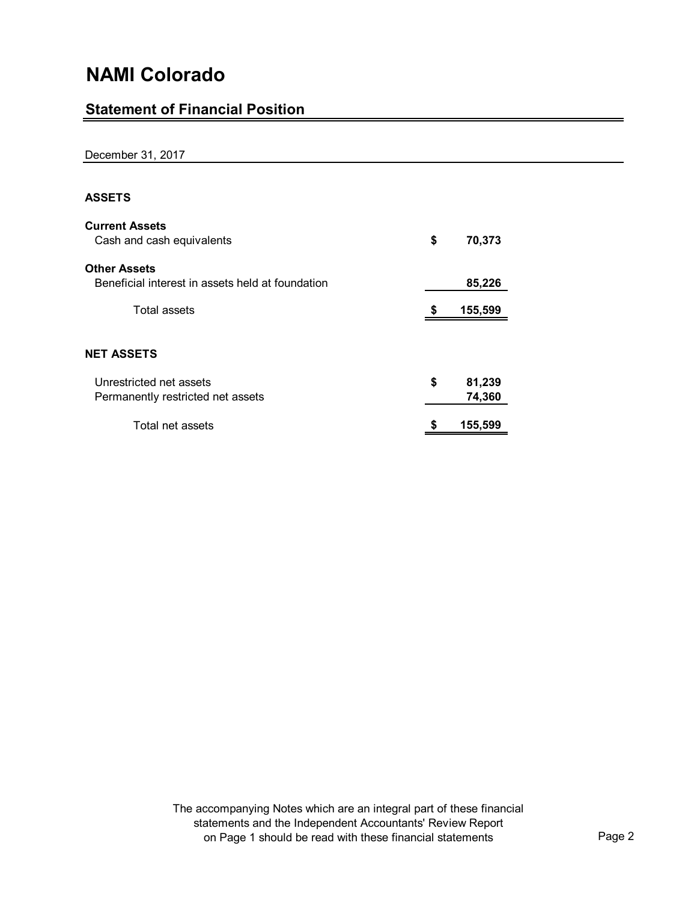# NAMI Colorado

## Statement of Financial Position

December 31, 2017

| | |
|---|---|
| **ASSETS** | |
| **Current Assets** | |
| Cash and cash equivalents | **$ 70,373** |
| **Other Assets** | |
| Beneficial interest in assets held at foundation | **85,226** |
| Total assets | **$ 155,599** |
| **NET ASSETS** | |
| Unrestricted net assets | **$ 81,239** |
| Permanently restricted net assets | **74,360** |
| Total net assets | **$ 155,599** |

The accompanying Notes which are an integral part of these financial statements and the Independent Accountants' Review Report on Page 1 should be read with these financial statements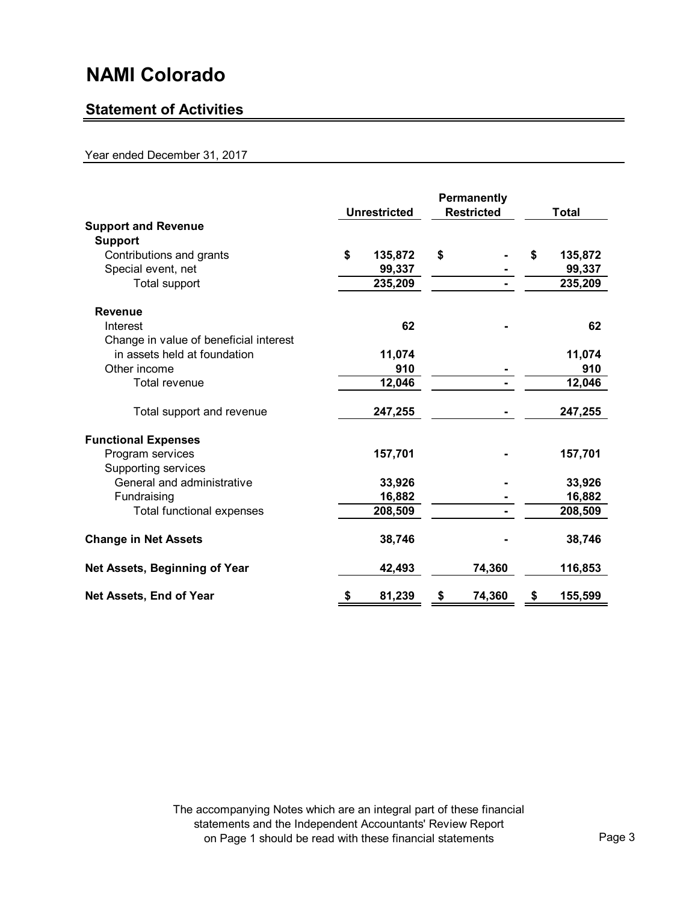# NAMI Colorado

## Statement of Activities

Year ended December 31, 2017

| | Unrestricted | Permanently Restricted | Total |
|---|---|---|---|
| **Support and Revenue** | | | |
| **Support** | | | |
| Contributions and grants | $ 135,872 | $ - | $ 135,872 |
| Special event, net | 99,337 | - | 99,337 |
| Total support | 235,209 | - | 235,209 |
| **Revenue** | | | |
| Interest | 62 | - | 62 |
| Change in value of beneficial interest in assets held at foundation | 11,074 | | 11,074 |
| Other income | 910 | - | 910 |
| Total revenue | 12,046 | - | 12,046 |
| Total support and revenue | 247,255 | - | 247,255 |
| **Functional Expenses** | | | |
| Program services | 157,701 | - | 157,701 |
| Supporting services | | | |
| General and administrative | 33,926 | - | 33,926 |
| Fundraising | 16,882 | - | 16,882 |
| Total functional expenses | 208,509 | - | 208,509 |
| **Change in Net Assets** | 38,746 | - | 38,746 |
| **Net Assets, Beginning of Year** | 42,493 | 74,360 | 116,853 |
| **Net Assets, End of Year** | $ 81,239 | $ 74,360 | $ 155,599 |

The accompanying Notes which are an integral part of these financial statements and the Independent Accountants' Review Report on Page 1 should be read with these financial statements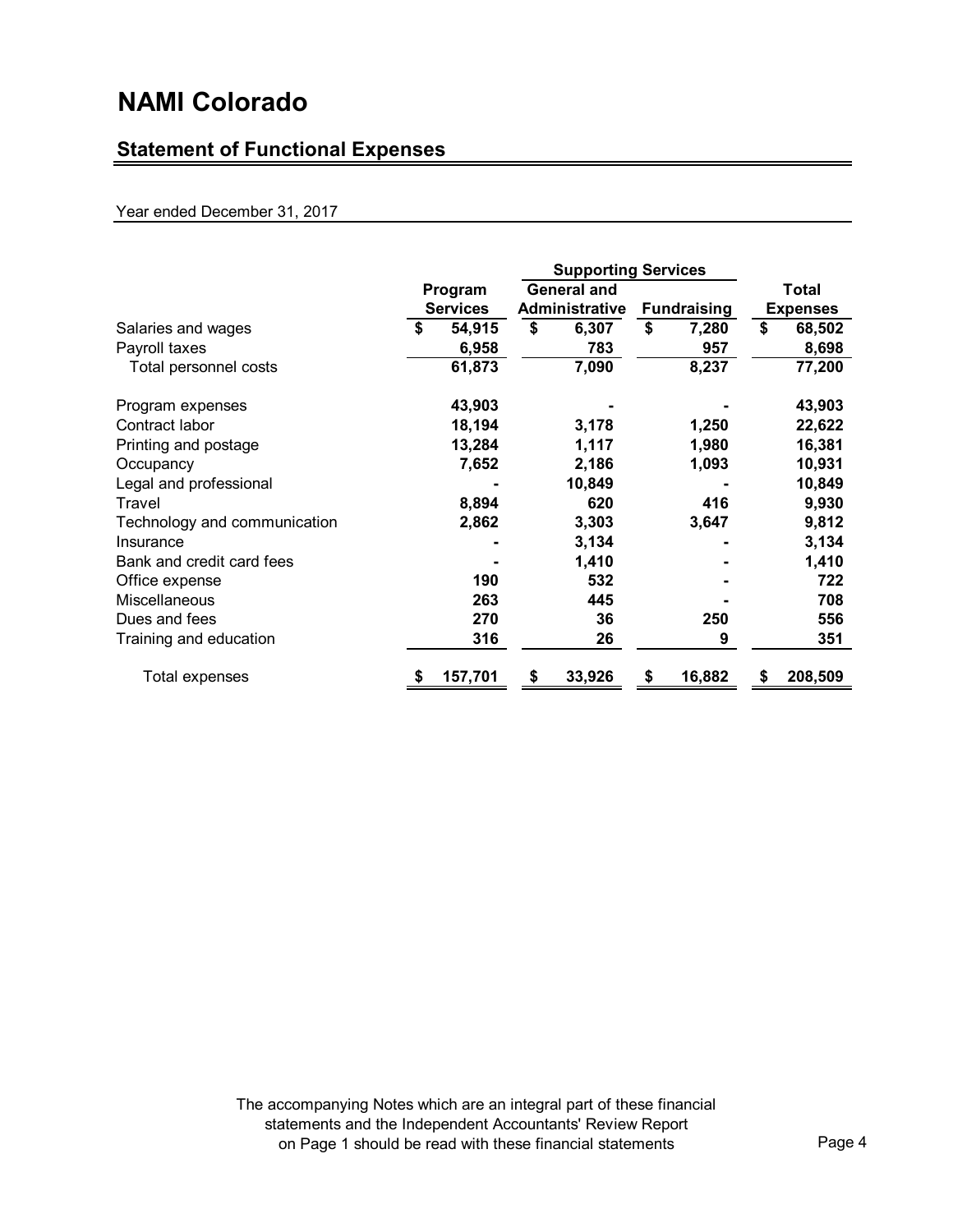# NAMI Colorado

## Statement of Functional Expenses

Year ended December 31, 2017

| | Program Services | Supporting Services | | Total Expenses |
|---|---|---|---|---|
| | | General and Administrative | Fundraising | |
| Salaries and wages | $ 54,915 | $ 6,307 | $ 7,280 | $ 68,502 |
| Payroll taxes | 6,958 | 783 | 957 | 8,698 |
| Total personnel costs | 61,873 | 7,090 | 8,237 | 77,200 |
| Program expenses | 43,903 | - | - | 43,903 |
| Contract labor | 18,194 | 3,178 | 1,250 | 22,622 |
| Printing and postage | 13,284 | 1,117 | 1,980 | 16,381 |
| Occupancy | 7,652 | 2,186 | 1,093 | 10,931 |
| Legal and professional | - | 10,849 | - | 10,849 |
| Travel | 8,894 | 620 | 416 | 9,930 |
| Technology and communication | 2,862 | 3,303 | 3,647 | 9,812 |
| Insurance | - | 3,134 | - | 3,134 |
| Bank and credit card fees | - | 1,410 | - | 1,410 |
| Office expense | 190 | 532 | - | 722 |
| Miscellaneous | 263 | 445 | - | 708 |
| Dues and fees | 270 | 36 | 250 | 556 |
| Training and education | 316 | 26 | 9 | 351 |
| Total expenses | $ 157,701 | $ 33,926 | $ 16,882 | $ 208,509 |

The accompanying Notes which are an integral part of these financial statements and the Independent Accountants' Review Report on Page 1 should be read with these financial statements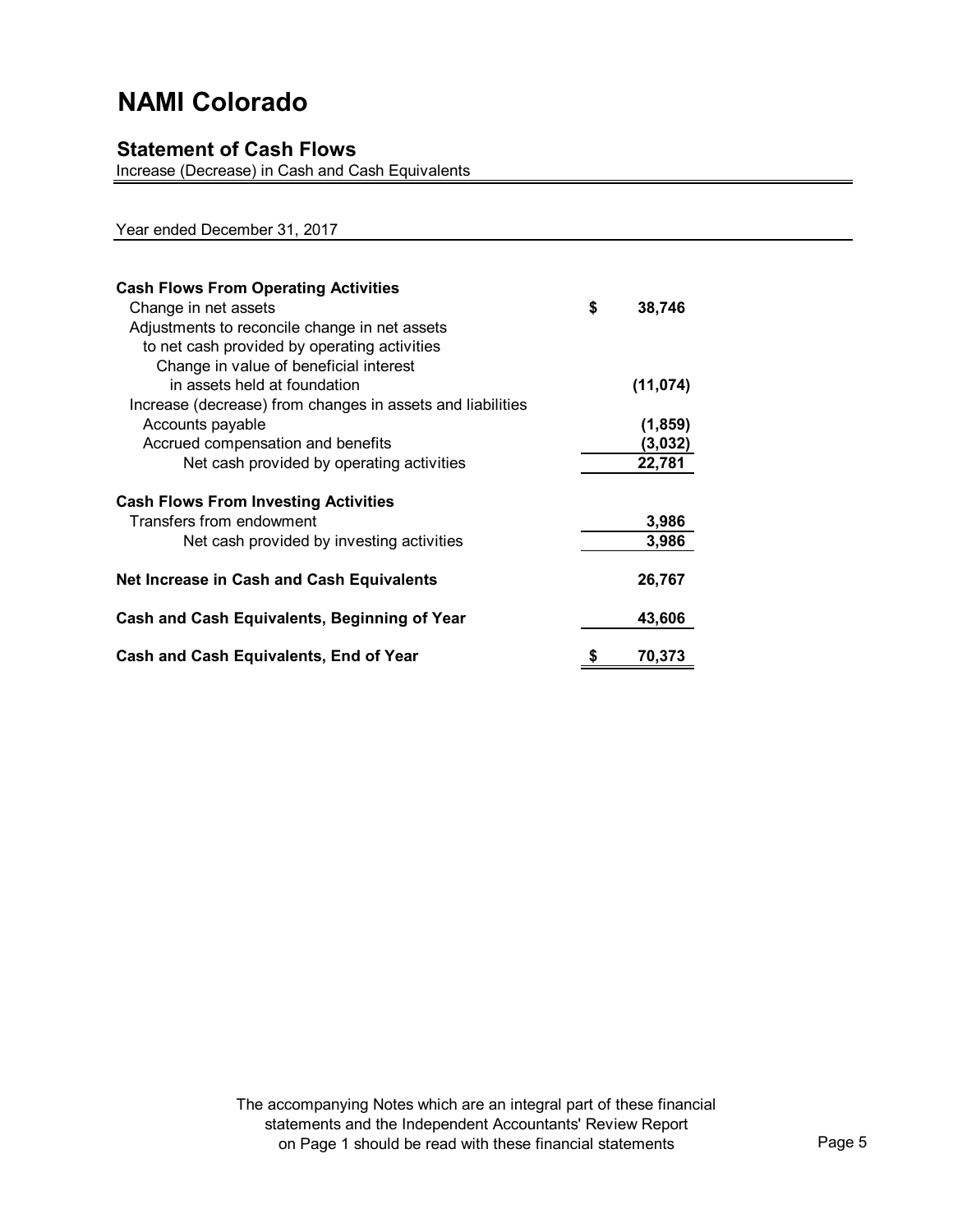# NAMI Colorado

## Statement of Cash Flows

Increase (Decrease) in Cash and Cash Equivalents

Year ended December 31, 2017

| | |
|---|---|
| **Cash Flows From Operating Activities** | |
| Change in net assets | $ 38,746 |
| Adjustments to reconcile change in net assets to net cash provided by operating activities | |
| Change in value of beneficial interest in assets held at foundation | (11,074) |
| Increase (decrease) from changes in assets and liabilities | |
| Accounts payable | (1,859) |
| Accrued compensation and benefits | (3,032) |
| Net cash provided by operating activities | 22,781 |
| **Cash Flows From Investing Activities** | |
| Transfers from endowment | 3,986 |
| Net cash provided by investing activities | 3,986 |
| **Net Increase in Cash and Cash Equivalents** | 26,767 |
| **Cash and Cash Equivalents, Beginning of Year** | 43,606 |
| **Cash and Cash Equivalents, End of Year** | $ 70,373 |

The accompanying Notes which are an integral part of these financial statements and the Independent Accountants' Review Report on Page 1 should be read with these financial statements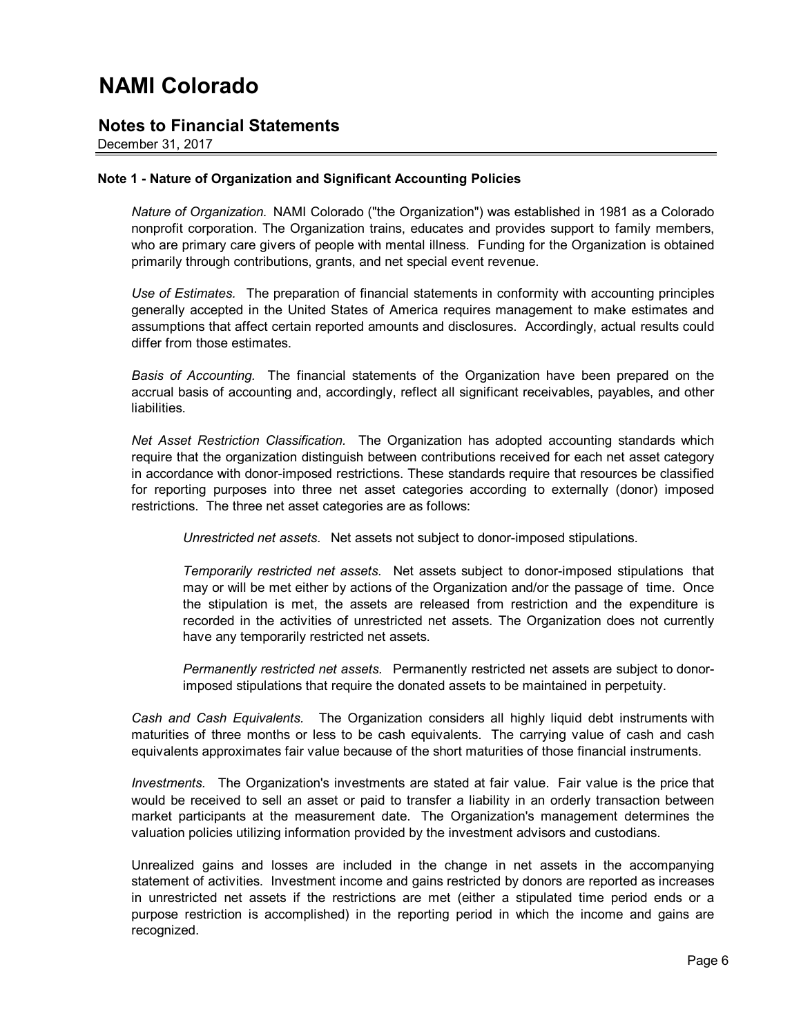# NAMI Colorado

## Notes to Financial Statements

December 31, 2017

### Note 1 - Nature of Organization and Significant Accounting Policies

*Nature of Organization.* NAMI Colorado ("the Organization") was established in 1981 as a Colorado nonprofit corporation. The Organization trains, educates and provides support to family members, who are primary care givers of people with mental illness. Funding for the Organization is obtained primarily through contributions, grants, and net special event revenue.

*Use of Estimates.* The preparation of financial statements in conformity with accounting principles generally accepted in the United States of America requires management to make estimates and assumptions that affect certain reported amounts and disclosures. Accordingly, actual results could differ from those estimates.

*Basis of Accounting.* The financial statements of the Organization have been prepared on the accrual basis of accounting and, accordingly, reflect all significant receivables, payables, and other liabilities.

*Net Asset Restriction Classification.* The Organization has adopted accounting standards which require that the organization distinguish between contributions received for each net asset category in accordance with donor-imposed restrictions. These standards require that resources be classified for reporting purposes into three net asset categories according to externally (donor) imposed restrictions. The three net asset categories are as follows:

> *Unrestricted net assets.* Net assets not subject to donor-imposed stipulations.
>
> *Temporarily restricted net assets.* Net assets subject to donor-imposed stipulations that may or will be met either by actions of the Organization and/or the passage of time. Once the stipulation is met, the assets are released from restriction and the expenditure is recorded in the activities of unrestricted net assets. The Organization does not currently have any temporarily restricted net assets.
>
> *Permanently restricted net assets.* Permanently restricted net assets are subject to donor-imposed stipulations that require the donated assets to be maintained in perpetuity.

*Cash and Cash Equivalents.* The Organization considers all highly liquid debt instruments with maturities of three months or less to be cash equivalents. The carrying value of cash and cash equivalents approximates fair value because of the short maturities of those financial instruments.

*Investments.* The Organization's investments are stated at fair value. Fair value is the price that would be received to sell an asset or paid to transfer a liability in an orderly transaction between market participants at the measurement date. The Organization's management determines the valuation policies utilizing information provided by the investment advisors and custodians.

Unrealized gains and losses are included in the change in net assets in the accompanying statement of activities. Investment income and gains restricted by donors are reported as increases in unrestricted net assets if the restrictions are met (either a stipulated time period ends or a purpose restriction is accomplished) in the reporting period in which the income and gains are recognized.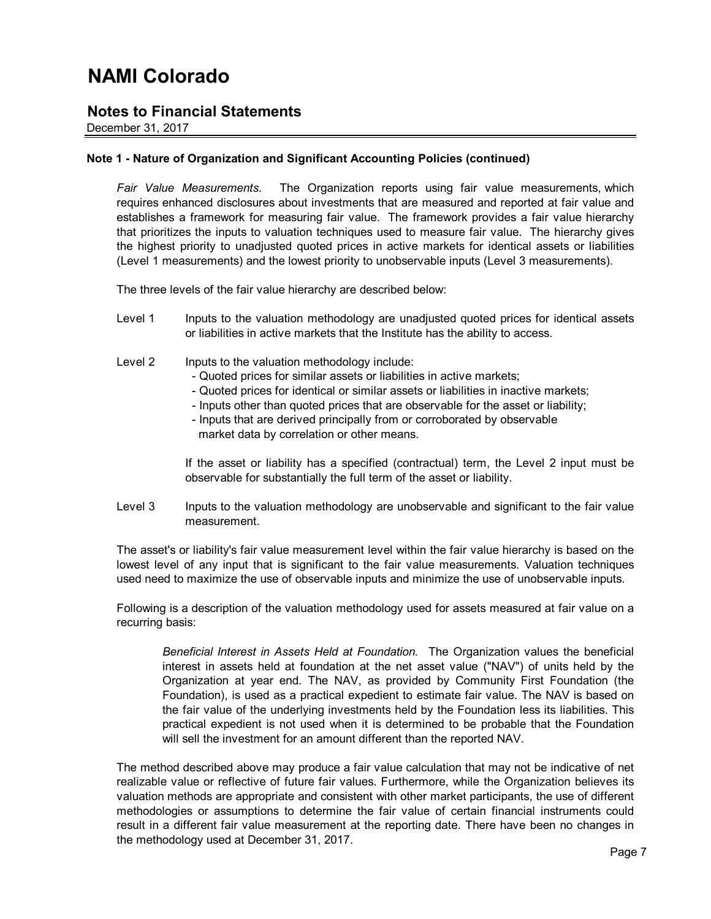# NAMI Colorado

## Notes to Financial Statements

December 31, 2017

**Note 1 - Nature of Organization and Significant Accounting Policies (continued)**

*Fair Value Measurements.* The Organization reports using fair value measurements, which requires enhanced disclosures about investments that are measured and reported at fair value and establishes a framework for measuring fair value. The framework provides a fair value hierarchy that prioritizes the inputs to valuation techniques used to measure fair value. The hierarchy gives the highest priority to unadjusted quoted prices in active markets for identical assets or liabilities (Level 1 measurements) and the lowest priority to unobservable inputs (Level 3 measurements).

The three levels of the fair value hierarchy are described below:

Level 1 Inputs to the valuation methodology are unadjusted quoted prices for identical assets or liabilities in active markets that the Institute has the ability to access.

Level 2 Inputs to the valuation methodology include:

- Quoted prices for similar assets or liabilities in active markets;
- Quoted prices for identical or similar assets or liabilities in inactive markets;
- Inputs other than quoted prices that are observable for the asset or liability;
- Inputs that are derived principally from or corroborated by observable market data by correlation or other means.

If the asset or liability has a specified (contractual) term, the Level 2 input must be observable for substantially the full term of the asset or liability.

Level 3 Inputs to the valuation methodology are unobservable and significant to the fair value measurement.

The asset's or liability's fair value measurement level within the fair value hierarchy is based on the lowest level of any input that is significant to the fair value measurements. Valuation techniques used need to maximize the use of observable inputs and minimize the use of unobservable inputs.

Following is a description of the valuation methodology used for assets measured at fair value on a recurring basis:

*Beneficial Interest in Assets Held at Foundation.* The Organization values the beneficial interest in assets held at foundation at the net asset value ("NAV") of units held by the Organization at year end. The NAV, as provided by Community First Foundation (the Foundation), is used as a practical expedient to estimate fair value. The NAV is based on the fair value of the underlying investments held by the Foundation less its liabilities. This practical expedient is not used when it is determined to be probable that the Foundation will sell the investment for an amount different than the reported NAV.

The method described above may produce a fair value calculation that may not be indicative of net realizable value or reflective of future fair values. Furthermore, while the Organization believes its valuation methods are appropriate and consistent with other market participants, the use of different methodologies or assumptions to determine the fair value of certain financial instruments could result in a different fair value measurement at the reporting date. There have been no changes in the methodology used at December 31, 2017.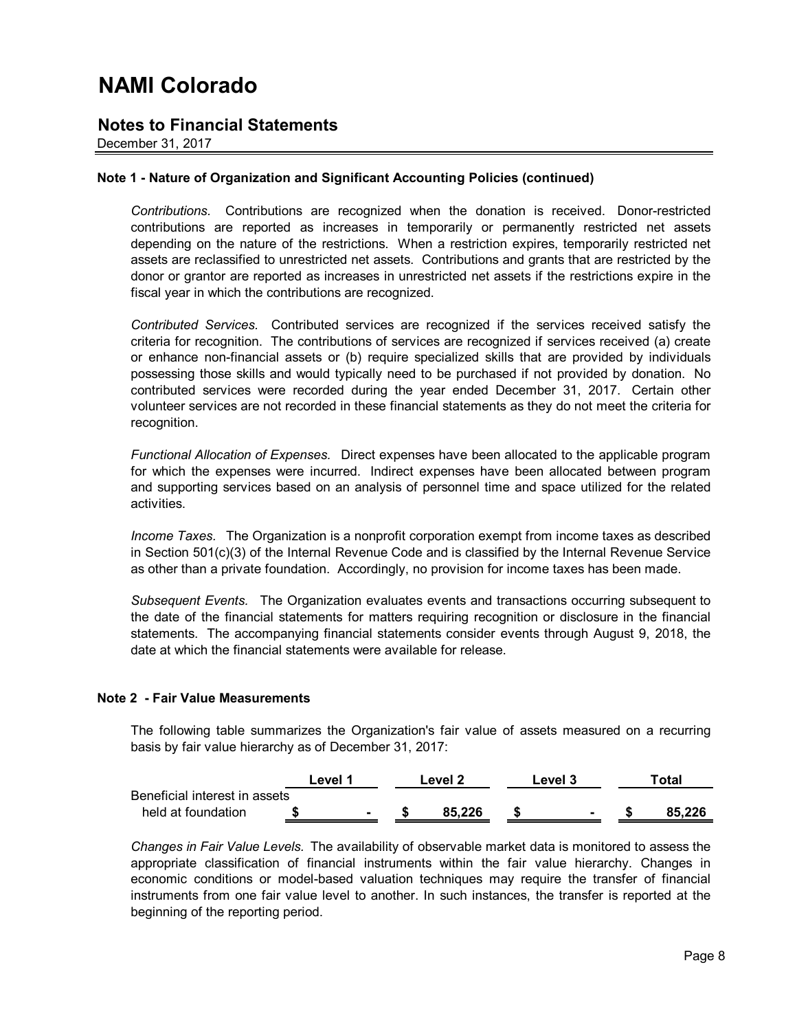# NAMI Colorado

## Notes to Financial Statements

December 31, 2017

**Note 1 - Nature of Organization and Significant Accounting Policies (continued)**

*Contributions.* Contributions are recognized when the donation is received. Donor-restricted contributions are reported as increases in temporarily or permanently restricted net assets depending on the nature of the restrictions. When a restriction expires, temporarily restricted net assets are reclassified to unrestricted net assets. Contributions and grants that are restricted by the donor or grantor are reported as increases in unrestricted net assets if the restrictions expire in the fiscal year in which the contributions are recognized.

*Contributed Services.* Contributed services are recognized if the services received satisfy the criteria for recognition. The contributions of services are recognized if services received (a) create or enhance non-financial assets or (b) require specialized skills that are provided by individuals possessing those skills and would typically need to be purchased if not provided by donation. No contributed services were recorded during the year ended December 31, 2017. Certain other volunteer services are not recorded in these financial statements as they do not meet the criteria for recognition.

*Functional Allocation of Expenses.* Direct expenses have been allocated to the applicable program for which the expenses were incurred. Indirect expenses have been allocated between program and supporting services based on an analysis of personnel time and space utilized for the related activities.

*Income Taxes.* The Organization is a nonprofit corporation exempt from income taxes as described in Section 501(c)(3) of the Internal Revenue Code and is classified by the Internal Revenue Service as other than a private foundation. Accordingly, no provision for income taxes has been made.

*Subsequent Events.* The Organization evaluates events and transactions occurring subsequent to the date of the financial statements for matters requiring recognition or disclosure in the financial statements. The accompanying financial statements consider events through August 9, 2018, the date at which the financial statements were available for release.

**Note 2 - Fair Value Measurements**

The following table summarizes the Organization's fair value of assets measured on a recurring basis by fair value hierarchy as of December 31, 2017:

| | Level 1 | Level 2 | Level 3 | Total |
|---|---|---|---|---|
| Beneficial interest in assets held at foundation | $ - | $ 85,226 | $ - | $ 85,226 |

*Changes in Fair Value Levels.* The availability of observable market data is monitored to assess the appropriate classification of financial instruments within the fair value hierarchy. Changes in economic conditions or model-based valuation techniques may require the transfer of financial instruments from one fair value level to another. In such instances, the transfer is reported at the beginning of the reporting period.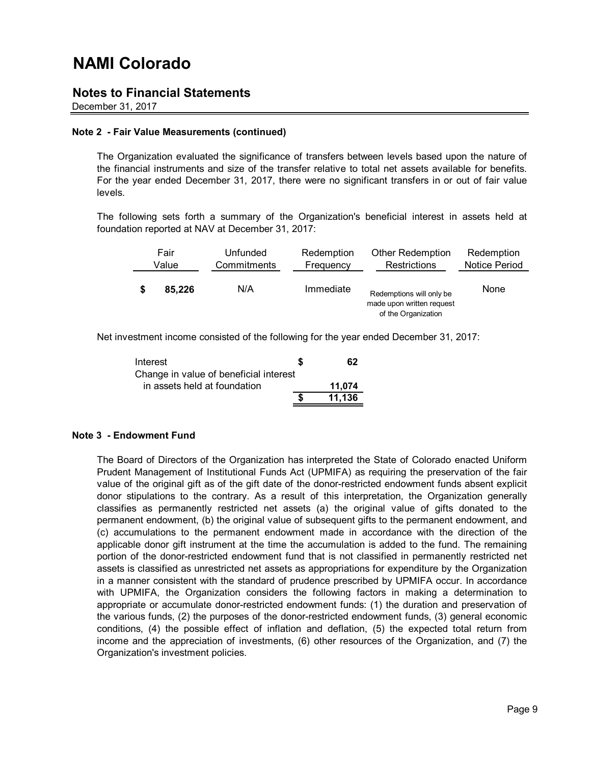# NAMI Colorado

## Notes to Financial Statements

December 31, 2017

**Note 2 - Fair Value Measurements (continued)**

The Organization evaluated the significance of transfers between levels based upon the nature of the financial instruments and size of the transfer relative to total net assets available for benefits. For the year ended December 31, 2017, there were no significant transfers in or out of fair value levels.

The following sets forth a summary of the Organization's beneficial interest in assets held at foundation reported at NAV at December 31, 2017:

| Fair Value | Unfunded Commitments | Redemption Frequency | Other Redemption Restrictions | Redemption Notice Period |
|---|---|---|---|---|
| **$ 85,226** | N/A | Immediate | Redemptions will only be made upon written request of the Organization | None |

Net investment income consisted of the following for the year ended December 31, 2017:

| | |
|---|---|
| Interest | **$ 62** |
| Change in value of beneficial interest in assets held at foundation | **11,074** |
| | **$ 11,136** |

**Note 3 - Endowment Fund**

The Board of Directors of the Organization has interpreted the State of Colorado enacted Uniform Prudent Management of Institutional Funds Act (UPMIFA) as requiring the preservation of the fair value of the original gift as of the gift date of the donor-restricted endowment funds absent explicit donor stipulations to the contrary. As a result of this interpretation, the Organization generally classifies as permanently restricted net assets (a) the original value of gifts donated to the permanent endowment, (b) the original value of subsequent gifts to the permanent endowment, and (c) accumulations to the permanent endowment made in accordance with the direction of the applicable donor gift instrument at the time the accumulation is added to the fund. The remaining portion of the donor-restricted endowment fund that is not classified in permanently restricted net assets is classified as unrestricted net assets as appropriations for expenditure by the Organization in a manner consistent with the standard of prudence prescribed by UPMIFA occur. In accordance with UPMIFA, the Organization considers the following factors in making a determination to appropriate or accumulate donor-restricted endowment funds: (1) the duration and preservation of the various funds, (2) the purposes of the donor-restricted endowment funds, (3) general economic conditions, (4) the possible effect of inflation and deflation, (5) the expected total return from income and the appreciation of investments, (6) other resources of the Organization, and (7) the Organization's investment policies.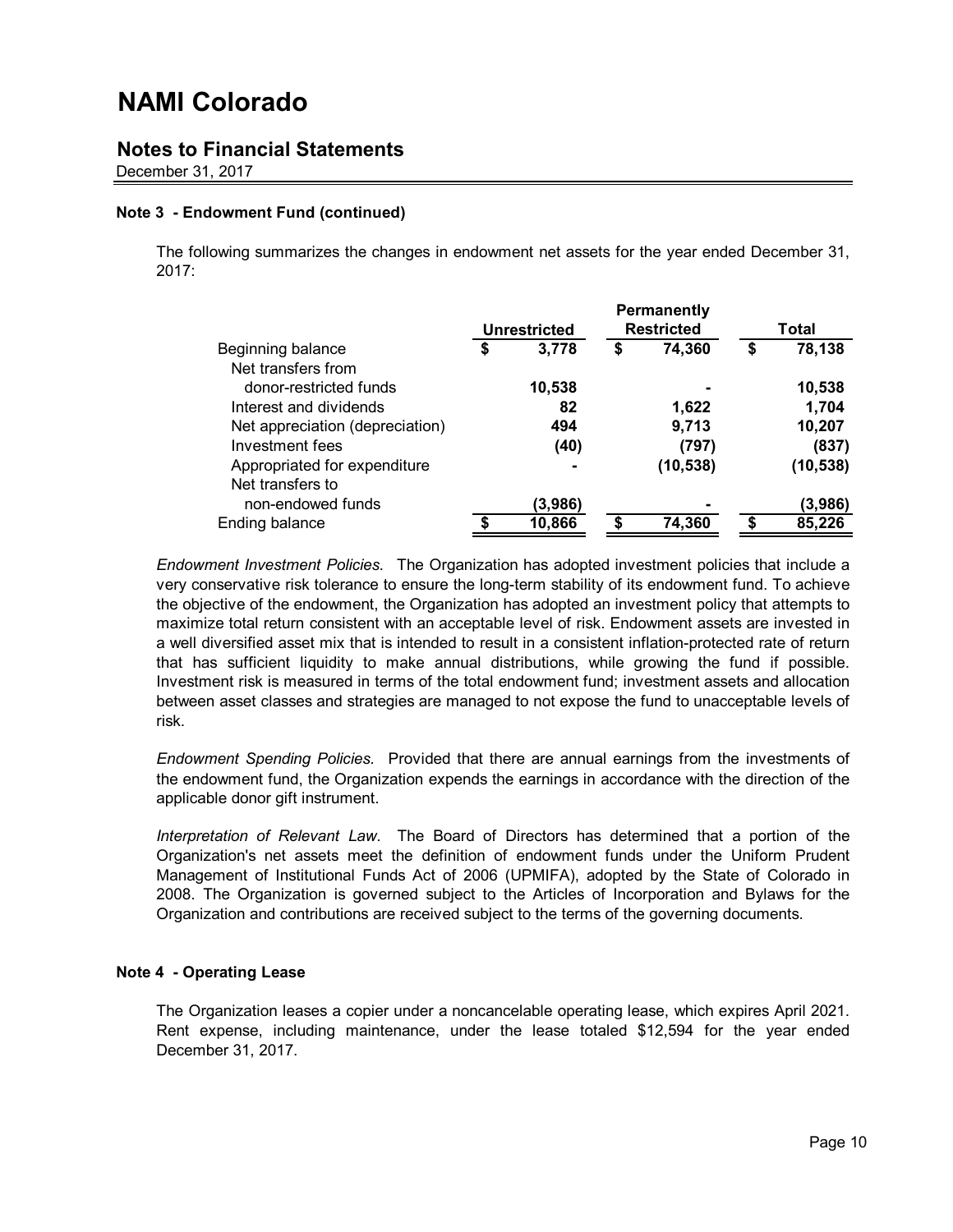# NAMI Colorado

## Notes to Financial Statements

December 31, 2017

### Note 3 - Endowment Fund (continued)

The following summarizes the changes in endowment net assets for the year ended December 31, 2017:

| | Unrestricted | Permanently Restricted | Total |
|---|---|---|---|
| Beginning balance | $ 3,778 | $ 74,360 | $ 78,138 |
| Net transfers from donor-restricted funds | 10,538 | - | 10,538 |
| Interest and dividends | 82 | 1,622 | 1,704 |
| Net appreciation (depreciation) | 494 | 9,713 | 10,207 |
| Investment fees | (40) | (797) | (837) |
| Appropriated for expenditure | - | (10,538) | (10,538) |
| Net transfers to non-endowed funds | (3,986) | - | (3,986) |
| Ending balance | $ 10,866 | $ 74,360 | $ 85,226 |

*Endowment Investment Policies.* The Organization has adopted investment policies that include a very conservative risk tolerance to ensure the long-term stability of its endowment fund. To achieve the objective of the endowment, the Organization has adopted an investment policy that attempts to maximize total return consistent with an acceptable level of risk. Endowment assets are invested in a well diversified asset mix that is intended to result in a consistent inflation-protected rate of return that has sufficient liquidity to make annual distributions, while growing the fund if possible. Investment risk is measured in terms of the total endowment fund; investment assets and allocation between asset classes and strategies are managed to not expose the fund to unacceptable levels of risk.

*Endowment Spending Policies.* Provided that there are annual earnings from the investments of the endowment fund, the Organization expends the earnings in accordance with the direction of the applicable donor gift instrument.

*Interpretation of Relevant Law.* The Board of Directors has determined that a portion of the Organization's net assets meet the definition of endowment funds under the Uniform Prudent Management of Institutional Funds Act of 2006 (UPMIFA), adopted by the State of Colorado in 2008. The Organization is governed subject to the Articles of Incorporation and Bylaws for the Organization and contributions are received subject to the terms of the governing documents.

### Note 4 - Operating Lease

The Organization leases a copier under a noncancelable operating lease, which expires April 2021. Rent expense, including maintenance, under the lease totaled $12,594 for the year ended December 31, 2017.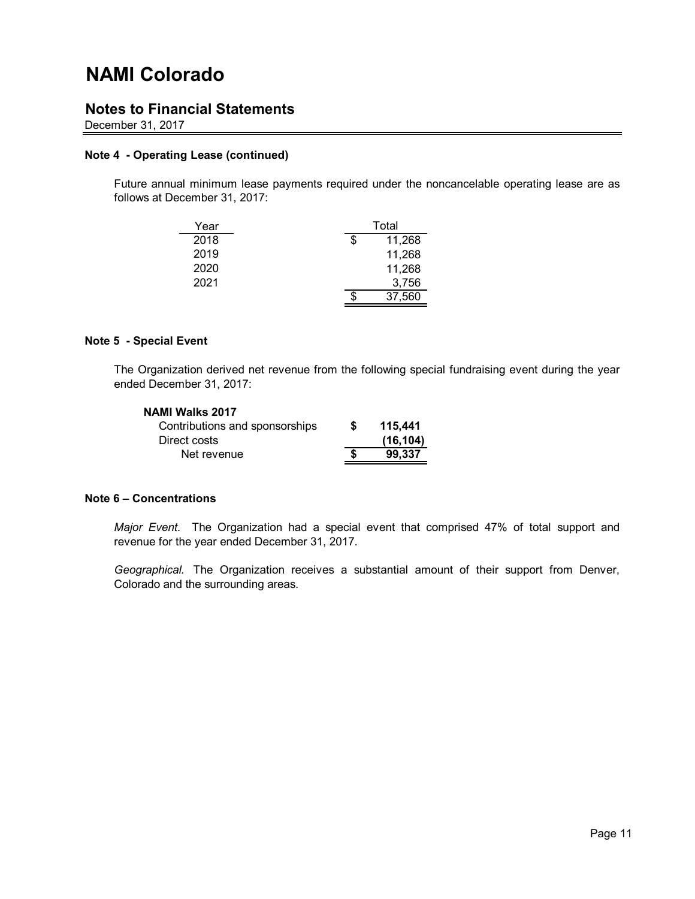# NAMI Colorado

## Notes to Financial Statements

December 31, 2017

### Note 4 - Operating Lease (continued)

Future annual minimum lease payments required under the noncancelable operating lease are as follows at December 31, 2017:

| Year | Total |
|---|---|
| 2018 | $ 11,268 |
| 2019 | 11,268 |
| 2020 | 11,268 |
| 2021 | 3,756 |
| | $ 37,560 |

### Note 5 - Special Event

The Organization derived net revenue from the following special fundraising event during the year ended December 31, 2017:

| | |
|---|---|
| **NAMI Walks 2017** | |
| Contributions and sponsorships | **$ 115,441** |
| Direct costs | **(16,104)** |
| Net revenue | **$ 99,337** |

### Note 6 – Concentrations

*Major Event.* The Organization had a special event that comprised 47% of total support and revenue for the year ended December 31, 2017.

*Geographical.* The Organization receives a substantial amount of their support from Denver, Colorado and the surrounding areas.